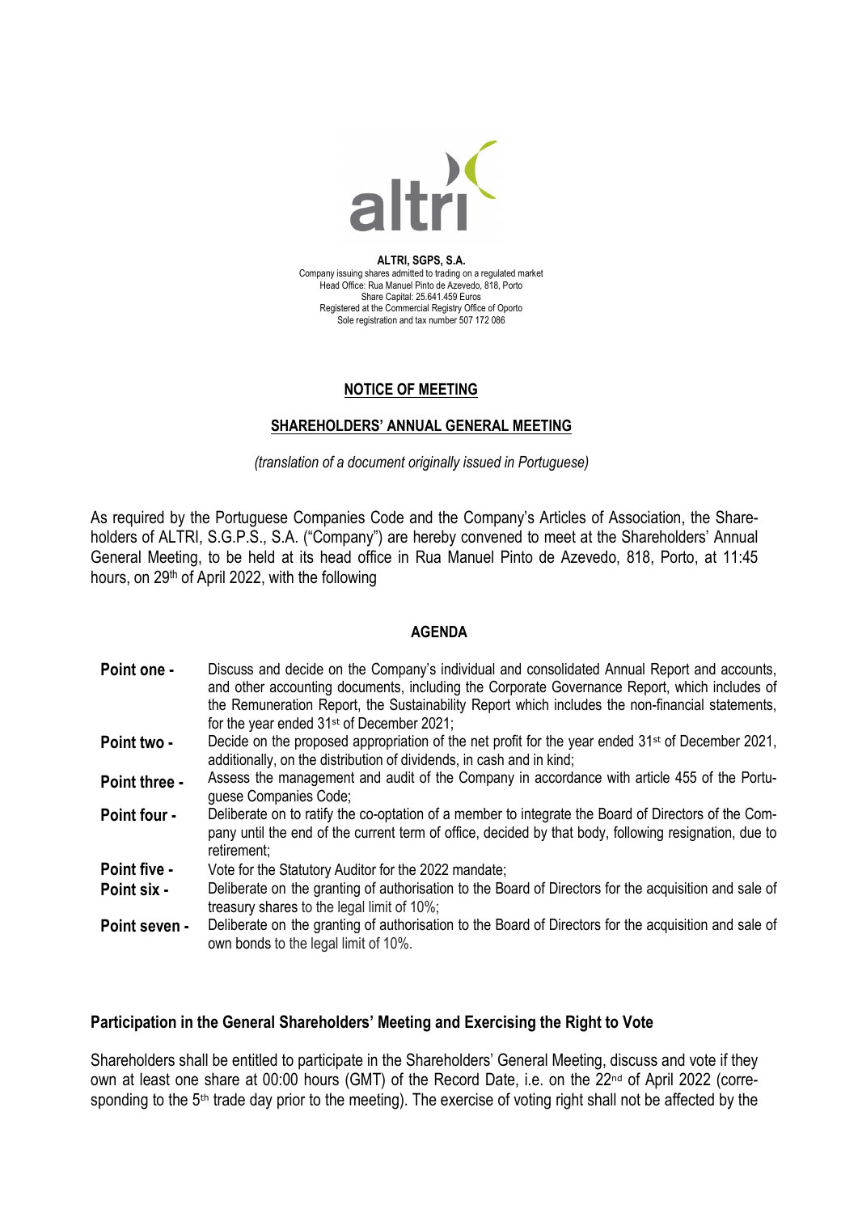**ALTRI, SGPS, S.A.**
Company issuing shares admitted to trading on a regulated market
Head Office: Rua Manuel Pinto de Azevedo, 818, Porto
Share Capital: 25.641.459 Euros
Registered at the Commercial Registry Office of Oporto
Sole registration and tax number 507 172 086

# NOTICE OF MEETING

## SHAREHOLDERS' ANNUAL GENERAL MEETING

*(translation of a document originally issued in Portuguese)*

As required by the Portuguese Companies Code and the Company's Articles of Association, the Shareholders of ALTRI, S.G.P.S., S.A. ("Company") are hereby convened to meet at the Shareholders' Annual General Meeting, to be held at its head office in Rua Manuel Pinto de Azevedo, 818, Porto, at 11:45 hours, on 29th of April 2022, with the following

## AGENDA

| | |
|---|---|
| **Point one -** | Discuss and decide on the Company's individual and consolidated Annual Report and accounts, and other accounting documents, including the Corporate Governance Report, which includes of the Remuneration Report, the Sustainability Report which includes the non-financial statements, for the year ended 31st of December 2021; |
| **Point two -** | Decide on the proposed appropriation of the net profit for the year ended 31st of December 2021, additionally, on the distribution of dividends, in cash and in kind; |
| **Point three -** | Assess the management and audit of the Company in accordance with article 455 of the Portuguese Companies Code; |
| **Point four -** | Deliberate on to ratify the co-optation of a member to integrate the Board of Directors of the Company until the end of the current term of office, decided by that body, following resignation, due to retirement; |
| **Point five -** | Vote for the Statutory Auditor for the 2022 mandate; |
| **Point six -** | Deliberate on the granting of authorisation to the Board of Directors for the acquisition and sale of treasury shares to the legal limit of 10%; |
| **Point seven -** | Deliberate on the granting of authorisation to the Board of Directors for the acquisition and sale of own bonds to the legal limit of 10%. |

### Participation in the General Shareholders' Meeting and Exercising the Right to Vote

Shareholders shall be entitled to participate in the Shareholders' General Meeting, discuss and vote if they own at least one share at 00:00 hours (GMT) of the Record Date, i.e. on the 22nd of April 2022 (corresponding to the 5th trade day prior to the meeting). The exercise of voting right shall not be affected by the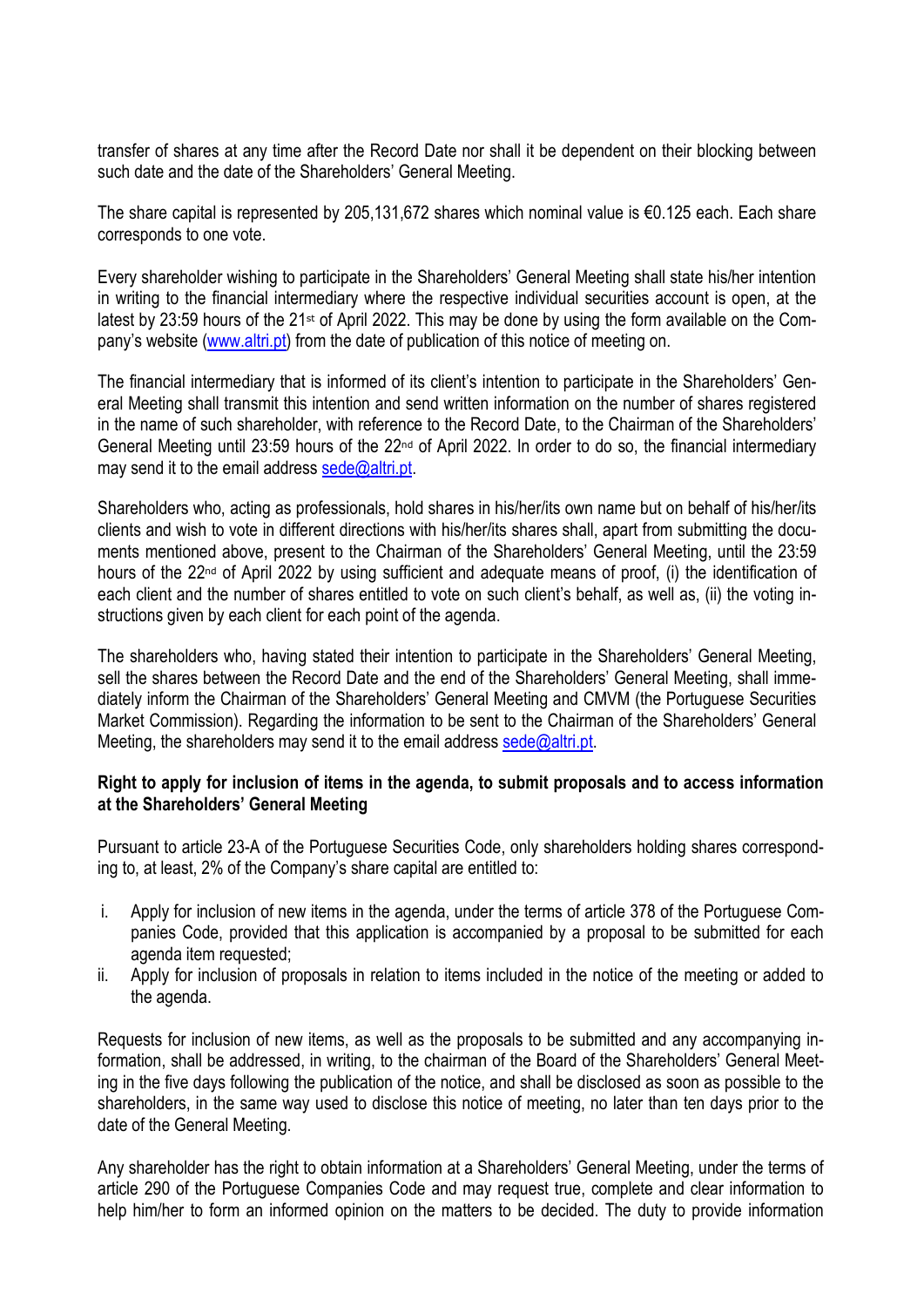transfer of shares at any time after the Record Date nor shall it be dependent on their blocking between such date and the date of the Shareholders' General Meeting.

The share capital is represented by 205,131,672 shares which nominal value is €0.125 each. Each share corresponds to one vote.

Every shareholder wishing to participate in the Shareholders' General Meeting shall state his/her intention in writing to the financial intermediary where the respective individual securities account is open, at the latest by 23:59 hours of the 21st of April 2022. This may be done by using the form available on the Company's website (www.altri.pt) from the date of publication of this notice of meeting on.

The financial intermediary that is informed of its client's intention to participate in the Shareholders' General Meeting shall transmit this intention and send written information on the number of shares registered in the name of such shareholder, with reference to the Record Date, to the Chairman of the Shareholders' General Meeting until 23:59 hours of the 22nd of April 2022. In order to do so, the financial intermediary may send it to the email address sede@altri.pt.

Shareholders who, acting as professionals, hold shares in his/her/its own name but on behalf of his/her/its clients and wish to vote in different directions with his/her/its shares shall, apart from submitting the documents mentioned above, present to the Chairman of the Shareholders' General Meeting, until the 23:59 hours of the 22nd of April 2022 by using sufficient and adequate means of proof, (i) the identification of each client and the number of shares entitled to vote on such client's behalf, as well as, (ii) the voting instructions given by each client for each point of the agenda.

The shareholders who, having stated their intention to participate in the Shareholders' General Meeting, sell the shares between the Record Date and the end of the Shareholders' General Meeting, shall immediately inform the Chairman of the Shareholders' General Meeting and CMVM (the Portuguese Securities Market Commission). Regarding the information to be sent to the Chairman of the Shareholders' General Meeting, the shareholders may send it to the email address sede@altri.pt.

**Right to apply for inclusion of items in the agenda, to submit proposals and to access information at the Shareholders' General Meeting**

Pursuant to article 23-A of the Portuguese Securities Code, only shareholders holding shares corresponding to, at least, 2% of the Company's share capital are entitled to:

i. Apply for inclusion of new items in the agenda, under the terms of article 378 of the Portuguese Companies Code, provided that this application is accompanied by a proposal to be submitted for each agenda item requested;
ii. Apply for inclusion of proposals in relation to items included in the notice of the meeting or added to the agenda.

Requests for inclusion of new items, as well as the proposals to be submitted and any accompanying information, shall be addressed, in writing, to the chairman of the Board of the Shareholders' General Meeting in the five days following the publication of the notice, and shall be disclosed as soon as possible to the shareholders, in the same way used to disclose this notice of meeting, no later than ten days prior to the date of the General Meeting.

Any shareholder has the right to obtain information at a Shareholders' General Meeting, under the terms of article 290 of the Portuguese Companies Code and may request true, complete and clear information to help him/her to form an informed opinion on the matters to be decided. The duty to provide information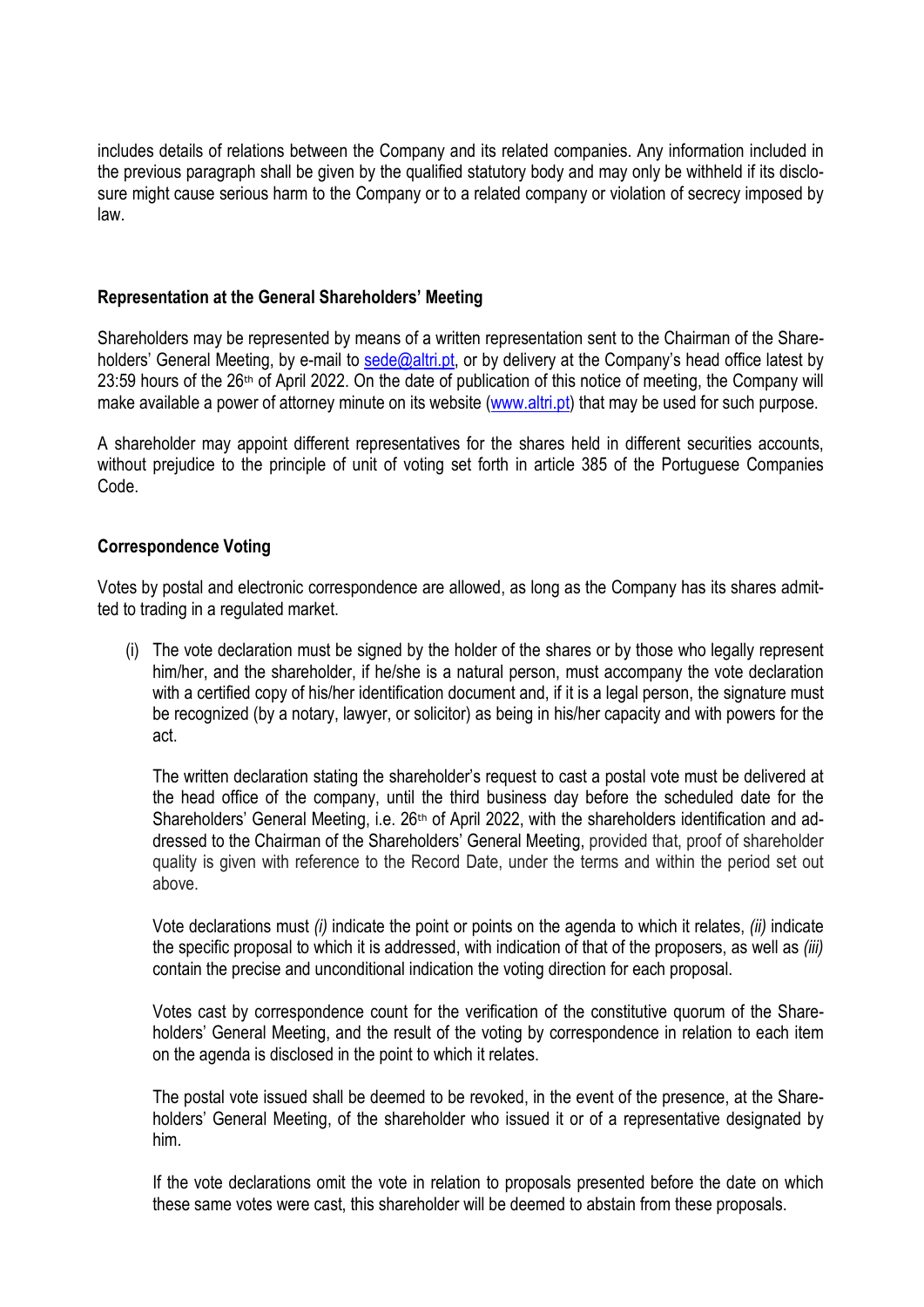includes details of relations between the Company and its related companies. Any information included in the previous paragraph shall be given by the qualified statutory body and may only be withheld if its disclosure might cause serious harm to the Company or to a related company or violation of secrecy imposed by law.

## Representation at the General Shareholders' Meeting

Shareholders may be represented by means of a written representation sent to the Chairman of the Shareholders' General Meeting, by e-mail to sede@altri.pt, or by delivery at the Company's head office latest by 23:59 hours of the 26th of April 2022. On the date of publication of this notice of meeting, the Company will make available a power of attorney minute on its website (www.altri.pt) that may be used for such purpose.

A shareholder may appoint different representatives for the shares held in different securities accounts, without prejudice to the principle of unit of voting set forth in article 385 of the Portuguese Companies Code.

## Correspondence Voting

Votes by postal and electronic correspondence are allowed, as long as the Company has its shares admitted to trading in a regulated market.

(i) The vote declaration must be signed by the holder of the shares or by those who legally represent him/her, and the shareholder, if he/she is a natural person, must accompany the vote declaration with a certified copy of his/her identification document and, if it is a legal person, the signature must be recognized (by a notary, lawyer, or solicitor) as being in his/her capacity and with powers for the act.

   The written declaration stating the shareholder's request to cast a postal vote must be delivered at the head office of the company, until the third business day before the scheduled date for the Shareholders' General Meeting, i.e. 26th of April 2022, with the shareholders identification and addressed to the Chairman of the Shareholders' General Meeting, provided that, proof of shareholder quality is given with reference to the Record Date, under the terms and within the period set out above.

   Vote declarations must *(i)* indicate the point or points on the agenda to which it relates, *(ii)* indicate the specific proposal to which it is addressed, with indication of that of the proposers, as well as *(iii)* contain the precise and unconditional indication the voting direction for each proposal.

   Votes cast by correspondence count for the verification of the constitutive quorum of the Shareholders' General Meeting, and the result of the voting by correspondence in relation to each item on the agenda is disclosed in the point to which it relates.

   The postal vote issued shall be deemed to be revoked, in the event of the presence, at the Shareholders' General Meeting, of the shareholder who issued it or of a representative designated by him.

   If the vote declarations omit the vote in relation to proposals presented before the date on which these same votes were cast, this shareholder will be deemed to abstain from these proposals.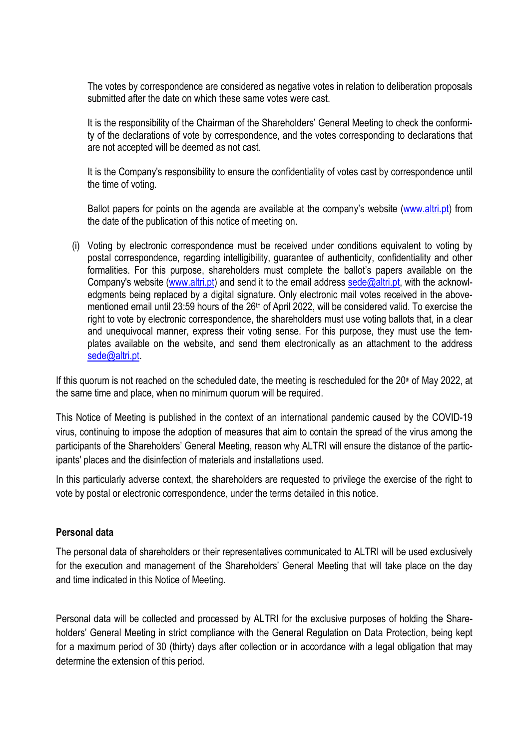The votes by correspondence are considered as negative votes in relation to deliberation proposals submitted after the date on which these same votes were cast.

It is the responsibility of the Chairman of the Shareholders' General Meeting to check the conformity of the declarations of vote by correspondence, and the votes corresponding to declarations that are not accepted will be deemed as not cast.

It is the Company's responsibility to ensure the confidentiality of votes cast by correspondence until the time of voting.

Ballot papers for points on the agenda are available at the company's website (www.altri.pt) from the date of the publication of this notice of meeting on.

(i) Voting by electronic correspondence must be received under conditions equivalent to voting by postal correspondence, regarding intelligibility, guarantee of authenticity, confidentiality and other formalities. For this purpose, shareholders must complete the ballot's papers available on the Company's website (www.altri.pt) and send it to the email address sede@altri.pt, with the acknowledgments being replaced by a digital signature. Only electronic mail votes received in the above-mentioned email until 23:59 hours of the 26th of April 2022, will be considered valid. To exercise the right to vote by electronic correspondence, the shareholders must use voting ballots that, in a clear and unequivocal manner, express their voting sense. For this purpose, they must use the templates available on the website, and send them electronically as an attachment to the address sede@altri.pt.

If this quorum is not reached on the scheduled date, the meeting is rescheduled for the 20th of May 2022, at the same time and place, when no minimum quorum will be required.

This Notice of Meeting is published in the context of an international pandemic caused by the COVID-19 virus, continuing to impose the adoption of measures that aim to contain the spread of the virus among the participants of the Shareholders' General Meeting, reason why ALTRI will ensure the distance of the participants' places and the disinfection of materials and installations used.

In this particularly adverse context, the shareholders are requested to privilege the exercise of the right to vote by postal or electronic correspondence, under the terms detailed in this notice.

**Personal data**

The personal data of shareholders or their representatives communicated to ALTRI will be used exclusively for the execution and management of the Shareholders' General Meeting that will take place on the day and time indicated in this Notice of Meeting.

Personal data will be collected and processed by ALTRI for the exclusive purposes of holding the Shareholders' General Meeting in strict compliance with the General Regulation on Data Protection, being kept for a maximum period of 30 (thirty) days after collection or in accordance with a legal obligation that may determine the extension of this period.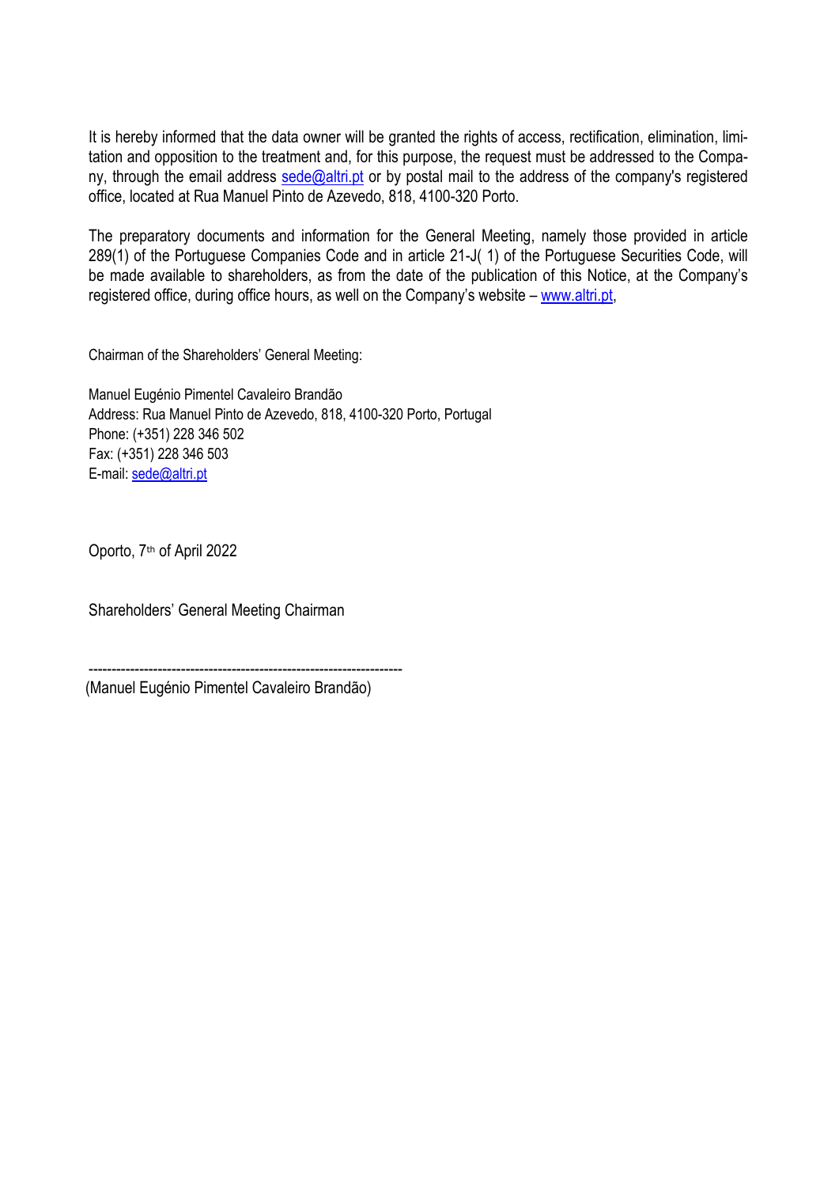It is hereby informed that the data owner will be granted the rights of access, rectification, elimination, limitation and opposition to the treatment and, for this purpose, the request must be addressed to the Company, through the email address sede@altri.pt or by postal mail to the address of the company's registered office, located at Rua Manuel Pinto de Azevedo, 818, 4100-320 Porto.

The preparatory documents and information for the General Meeting, namely those provided in article 289(1) of the Portuguese Companies Code and in article 21-J( 1) of the Portuguese Securities Code, will be made available to shareholders, as from the date of the publication of this Notice, at the Company's registered office, during office hours, as well on the Company's website – www.altri.pt,

Chairman of the Shareholders' General Meeting:

Manuel Eugénio Pimentel Cavaleiro Brandão
Address: Rua Manuel Pinto de Azevedo, 818, 4100-320 Porto, Portugal
Phone: (+351) 228 346 502
Fax: (+351) 228 346 503
E-mail: sede@altri.pt

Oporto, 7th of April 2022

Shareholders' General Meeting Chairman

--------------------------------------------------------------------
(Manuel Eugénio Pimentel Cavaleiro Brandão)